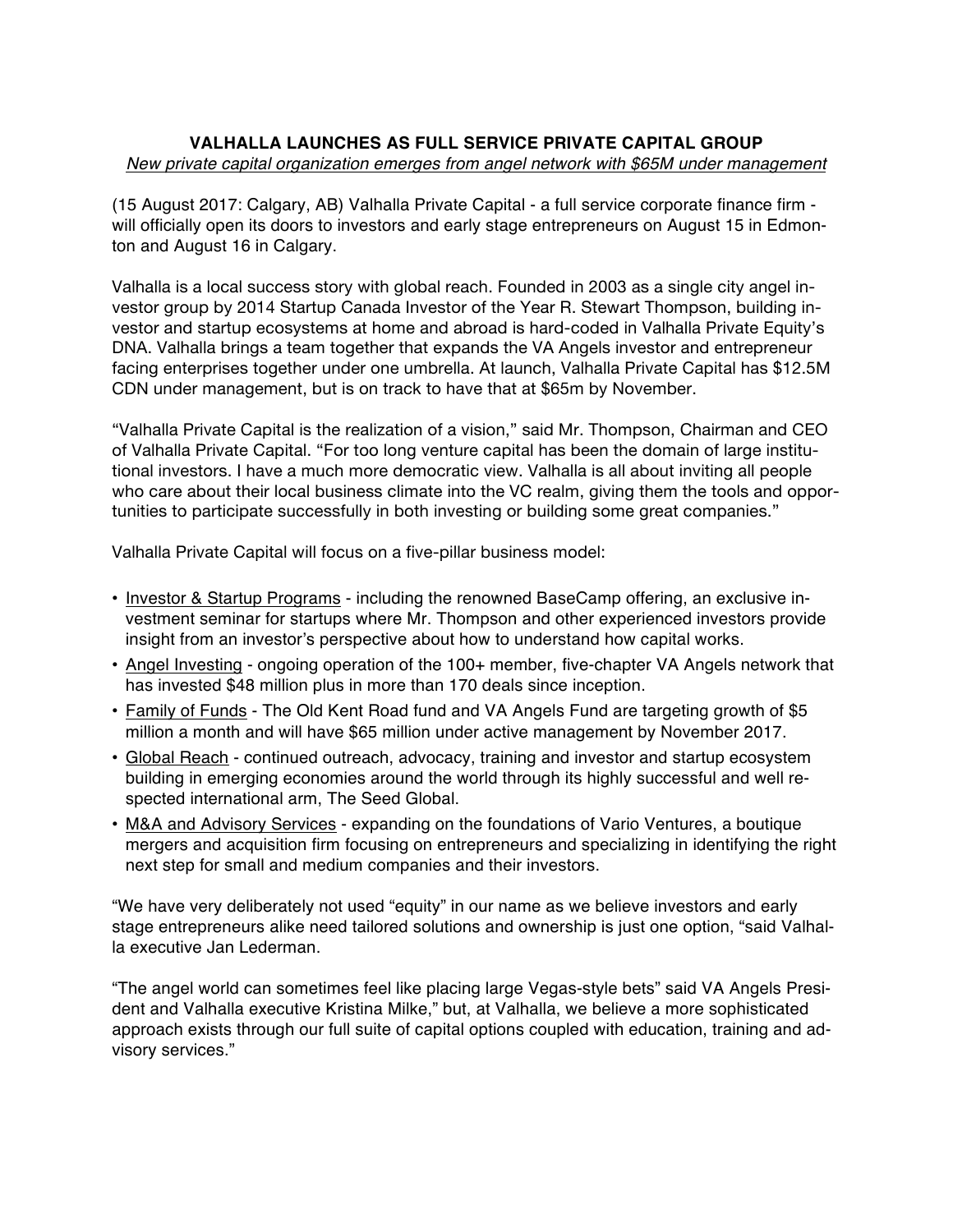**VALHALLA LAUNCHES AS FULL SERVICE PRIVATE CAPITAL GROUP**

*New private capital organization emerges from angel network with $65M under management*

(15 August 2017: Calgary, AB) Valhalla Private Capital - a full service corporate finance firm - will officially open its doors to investors and early stage entrepreneurs on August 15 in Edmonton and August 16 in Calgary.

Valhalla is a local success story with global reach. Founded in 2003 as a single city angel investor group by 2014 Startup Canada Investor of the Year R. Stewart Thompson, building investor and startup ecosystems at home and abroad is hard-coded in Valhalla Private Equity's DNA. Valhalla brings a team together that expands the VA Angels investor and entrepreneur facing enterprises together under one umbrella. At launch, Valhalla Private Capital has $12.5M CDN under management, but is on track to have that at $65m by November.

"Valhalla Private Capital is the realization of a vision," said Mr. Thompson, Chairman and CEO of Valhalla Private Capital. "For too long venture capital has been the domain of large institutional investors. I have a much more democratic view. Valhalla is all about inviting all people who care about their local business climate into the VC realm, giving them the tools and opportunities to participate successfully in both investing or building some great companies."

Valhalla Private Capital will focus on a five-pillar business model:

- Investor & Startup Programs - including the renowned BaseCamp offering, an exclusive investment seminar for startups where Mr. Thompson and other experienced investors provide insight from an investor's perspective about how to understand how capital works.
- Angel Investing - ongoing operation of the 100+ member, five-chapter VA Angels network that has invested $48 million plus in more than 170 deals since inception.
- Family of Funds - The Old Kent Road fund and VA Angels Fund are targeting growth of $5 million a month and will have $65 million under active management by November 2017.
- Global Reach - continued outreach, advocacy, training and investor and startup ecosystem building in emerging economies around the world through its highly successful and well respected international arm, The Seed Global.
- M&A and Advisory Services - expanding on the foundations of Vario Ventures, a boutique mergers and acquisition firm focusing on entrepreneurs and specializing in identifying the right next step for small and medium companies and their investors.

"We have very deliberately not used "equity" in our name as we believe investors and early stage entrepreneurs alike need tailored solutions and ownership is just one option, "said Valhalla executive Jan Lederman.

"The angel world can sometimes feel like placing large Vegas-style bets" said VA Angels President and Valhalla executive Kristina Milke," but, at Valhalla, we believe a more sophisticated approach exists through our full suite of capital options coupled with education, training and advisory services."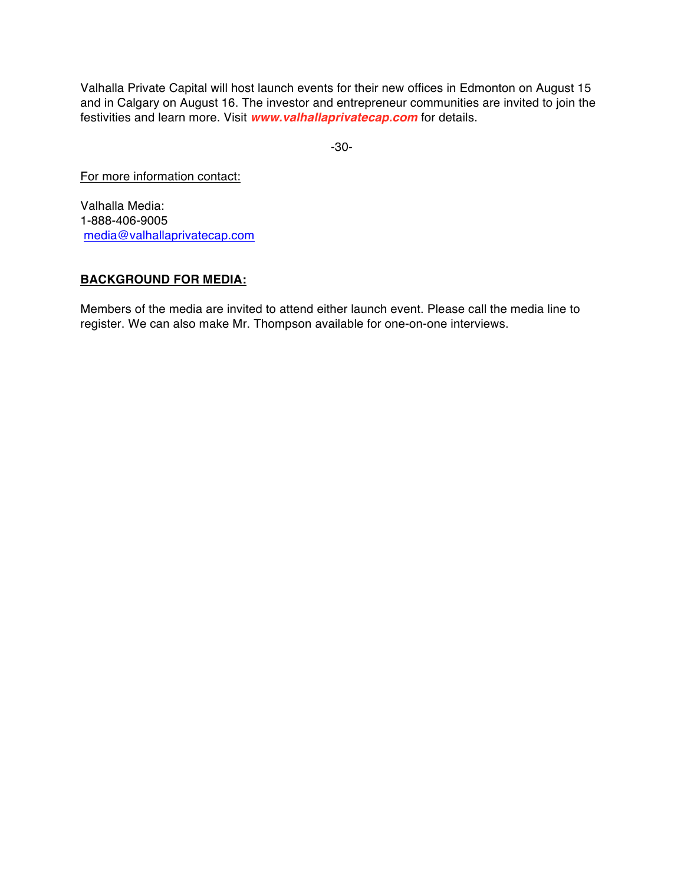Valhalla Private Capital will host launch events for their new offices in Edmonton on August 15 and in Calgary on August 16. The investor and entrepreneur communities are invited to join the festivities and learn more. Visit ***www.valhallaprivatecap.com*** for details.

-30-

For more information contact:

Valhalla Media:
1-888-406-9005
media@valhallaprivatecap.com

**BACKGROUND FOR MEDIA:**

Members of the media are invited to attend either launch event. Please call the media line to register. We can also make Mr. Thompson available for one-on-one interviews.